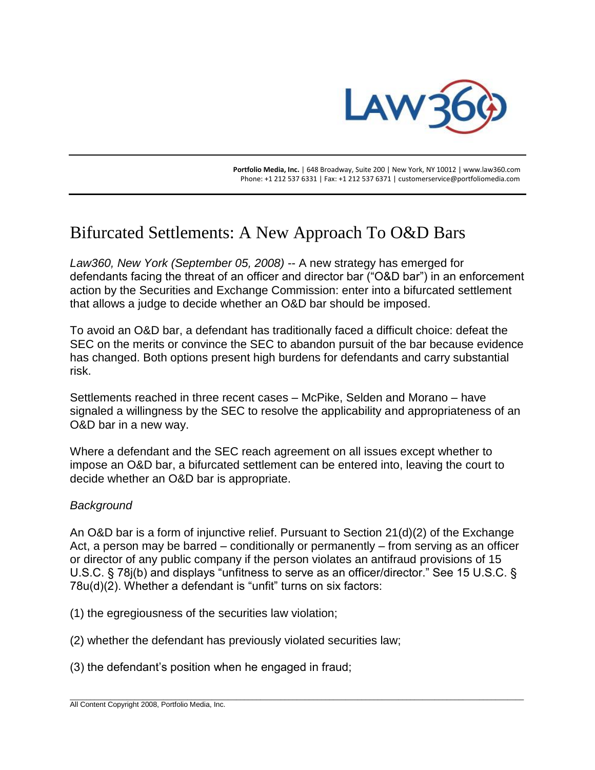Portfolio Media, Inc. | 648 Broadway, Suite 200 | New York, NY 10012 | www.law360.com
Phone: +1 212 537 6331 | Fax: +1 212 537 6371 | customerservice@portfoliomedia.com

# Bifurcated Settlements: A New Approach To O&D Bars

*Law360, New York (September 05, 2008)* -- A new strategy has emerged for defendants facing the threat of an officer and director bar ("O&D bar") in an enforcement action by the Securities and Exchange Commission: enter into a bifurcated settlement that allows a judge to decide whether an O&D bar should be imposed.

To avoid an O&D bar, a defendant has traditionally faced a difficult choice: defeat the SEC on the merits or convince the SEC to abandon pursuit of the bar because evidence has changed. Both options present high burdens for defendants and carry substantial risk.

Settlements reached in three recent cases – McPike, Selden and Morano – have signaled a willingness by the SEC to resolve the applicability and appropriateness of an O&D bar in a new way.

Where a defendant and the SEC reach agreement on all issues except whether to impose an O&D bar, a bifurcated settlement can be entered into, leaving the court to decide whether an O&D bar is appropriate.

*Background*

An O&D bar is a form of injunctive relief. Pursuant to Section 21(d)(2) of the Exchange Act, a person may be barred – conditionally or permanently – from serving as an officer or director of any public company if the person violates an antifraud provisions of 15 U.S.C. § 78j(b) and displays "unfitness to serve as an officer/director." See 15 U.S.C. § 78u(d)(2). Whether a defendant is "unfit" turns on six factors:

(1) the egregiousness of the securities law violation;

(2) whether the defendant has previously violated securities law;

(3) the defendant's position when he engaged in fraud;

All Content Copyright 2008, Portfolio Media, Inc.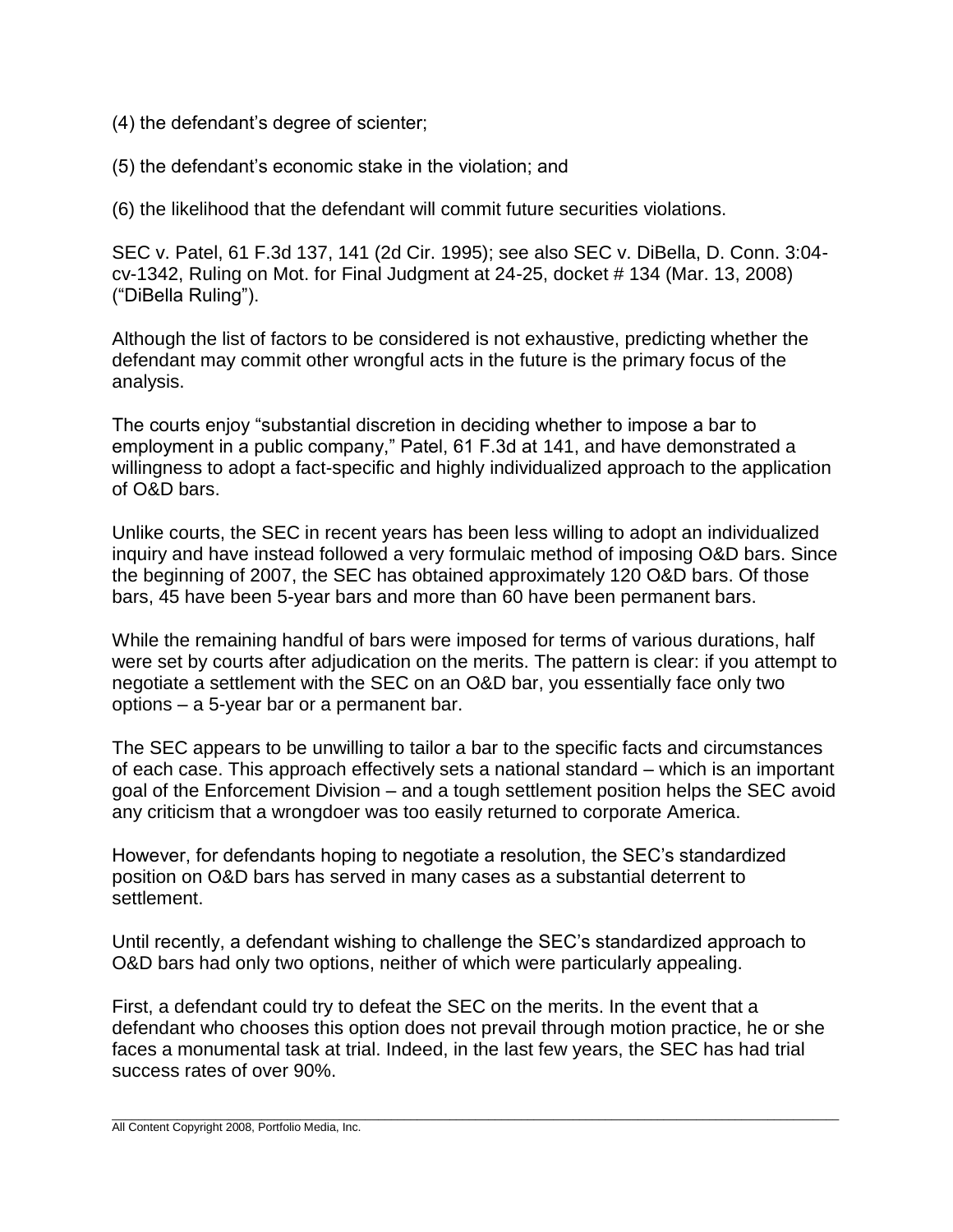(4) the defendant's degree of scienter;

(5) the defendant's economic stake in the violation; and

(6) the likelihood that the defendant will commit future securities violations.

SEC v. Patel, 61 F.3d 137, 141 (2d Cir. 1995); see also SEC v. DiBella, D. Conn. 3:04-cv-1342, Ruling on Mot. for Final Judgment at 24-25, docket # 134 (Mar. 13, 2008) ("DiBella Ruling").

Although the list of factors to be considered is not exhaustive, predicting whether the defendant may commit other wrongful acts in the future is the primary focus of the analysis.

The courts enjoy "substantial discretion in deciding whether to impose a bar to employment in a public company," Patel, 61 F.3d at 141, and have demonstrated a willingness to adopt a fact-specific and highly individualized approach to the application of O&D bars.

Unlike courts, the SEC in recent years has been less willing to adopt an individualized inquiry and have instead followed a very formulaic method of imposing O&D bars. Since the beginning of 2007, the SEC has obtained approximately 120 O&D bars. Of those bars, 45 have been 5-year bars and more than 60 have been permanent bars.

While the remaining handful of bars were imposed for terms of various durations, half were set by courts after adjudication on the merits. The pattern is clear: if you attempt to negotiate a settlement with the SEC on an O&D bar, you essentially face only two options – a 5-year bar or a permanent bar.

The SEC appears to be unwilling to tailor a bar to the specific facts and circumstances of each case. This approach effectively sets a national standard – which is an important goal of the Enforcement Division – and a tough settlement position helps the SEC avoid any criticism that a wrongdoer was too easily returned to corporate America.

However, for defendants hoping to negotiate a resolution, the SEC's standardized position on O&D bars has served in many cases as a substantial deterrent to settlement.

Until recently, a defendant wishing to challenge the SEC's standardized approach to O&D bars had only two options, neither of which were particularly appealing.

First, a defendant could try to defeat the SEC on the merits. In the event that a defendant who chooses this option does not prevail through motion practice, he or she faces a monumental task at trial. Indeed, in the last few years, the SEC has had trial success rates of over 90%.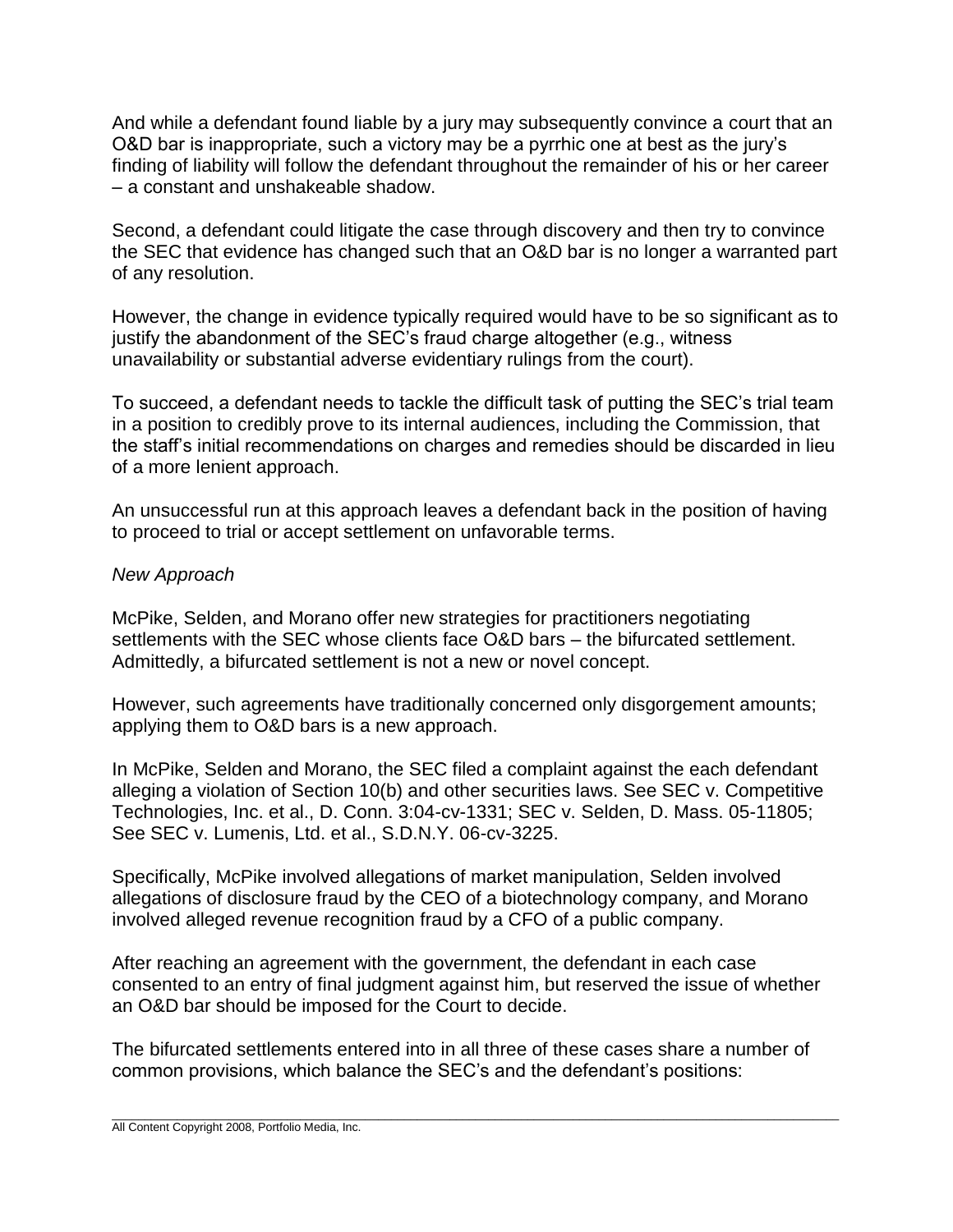And while a defendant found liable by a jury may subsequently convince a court that an O&D bar is inappropriate, such a victory may be a pyrrhic one at best as the jury's finding of liability will follow the defendant throughout the remainder of his or her career – a constant and unshakeable shadow.

Second, a defendant could litigate the case through discovery and then try to convince the SEC that evidence has changed such that an O&D bar is no longer a warranted part of any resolution.

However, the change in evidence typically required would have to be so significant as to justify the abandonment of the SEC's fraud charge altogether (e.g., witness unavailability or substantial adverse evidentiary rulings from the court).

To succeed, a defendant needs to tackle the difficult task of putting the SEC's trial team in a position to credibly prove to its internal audiences, including the Commission, that the staff's initial recommendations on charges and remedies should be discarded in lieu of a more lenient approach.

An unsuccessful run at this approach leaves a defendant back in the position of having to proceed to trial or accept settlement on unfavorable terms.

*New Approach*

McPike, Selden, and Morano offer new strategies for practitioners negotiating settlements with the SEC whose clients face O&D bars – the bifurcated settlement. Admittedly, a bifurcated settlement is not a new or novel concept.

However, such agreements have traditionally concerned only disgorgement amounts; applying them to O&D bars is a new approach.

In McPike, Selden and Morano, the SEC filed a complaint against the each defendant alleging a violation of Section 10(b) and other securities laws. See SEC v. Competitive Technologies, Inc. et al., D. Conn. 3:04-cv-1331; SEC v. Selden, D. Mass. 05-11805; See SEC v. Lumenis, Ltd. et al., S.D.N.Y. 06-cv-3225.

Specifically, McPike involved allegations of market manipulation, Selden involved allegations of disclosure fraud by the CEO of a biotechnology company, and Morano involved alleged revenue recognition fraud by a CFO of a public company.

After reaching an agreement with the government, the defendant in each case consented to an entry of final judgment against him, but reserved the issue of whether an O&D bar should be imposed for the Court to decide.

The bifurcated settlements entered into in all three of these cases share a number of common provisions, which balance the SEC's and the defendant's positions: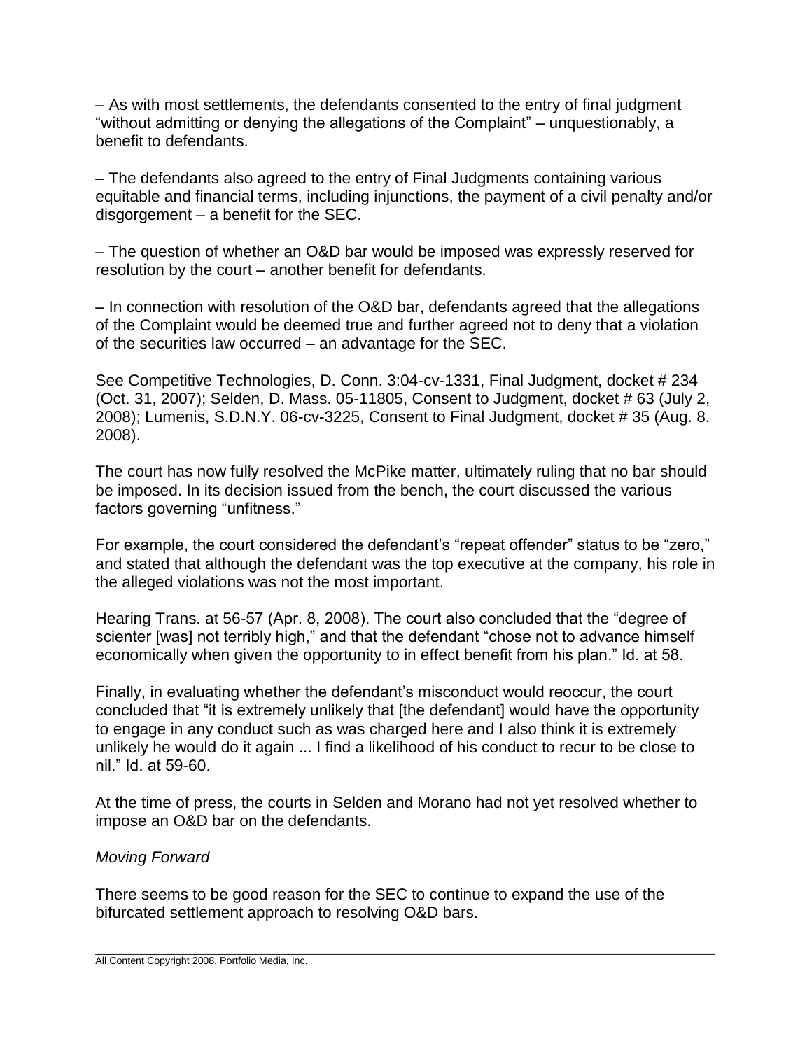– As with most settlements, the defendants consented to the entry of final judgment "without admitting or denying the allegations of the Complaint" – unquestionably, a benefit to defendants.

– The defendants also agreed to the entry of Final Judgments containing various equitable and financial terms, including injunctions, the payment of a civil penalty and/or disgorgement – a benefit for the SEC.

– The question of whether an O&D bar would be imposed was expressly reserved for resolution by the court – another benefit for defendants.

– In connection with resolution of the O&D bar, defendants agreed that the allegations of the Complaint would be deemed true and further agreed not to deny that a violation of the securities law occurred – an advantage for the SEC.

See Competitive Technologies, D. Conn. 3:04-cv-1331, Final Judgment, docket # 234 (Oct. 31, 2007); Selden, D. Mass. 05-11805, Consent to Judgment, docket # 63 (July 2, 2008); Lumenis, S.D.N.Y. 06-cv-3225, Consent to Final Judgment, docket # 35 (Aug. 8. 2008).

The court has now fully resolved the McPike matter, ultimately ruling that no bar should be imposed. In its decision issued from the bench, the court discussed the various factors governing "unfitness."

For example, the court considered the defendant's "repeat offender" status to be "zero," and stated that although the defendant was the top executive at the company, his role in the alleged violations was not the most important.

Hearing Trans. at 56-57 (Apr. 8, 2008). The court also concluded that the "degree of scienter [was] not terribly high," and that the defendant "chose not to advance himself economically when given the opportunity to in effect benefit from his plan." Id. at 58.

Finally, in evaluating whether the defendant's misconduct would reoccur, the court concluded that "it is extremely unlikely that [the defendant] would have the opportunity to engage in any conduct such as was charged here and I also think it is extremely unlikely he would do it again ... I find a likelihood of his conduct to recur to be close to nil." Id. at 59-60.

At the time of press, the courts in Selden and Morano had not yet resolved whether to impose an O&D bar on the defendants.

*Moving Forward*

There seems to be good reason for the SEC to continue to expand the use of the bifurcated settlement approach to resolving O&D bars.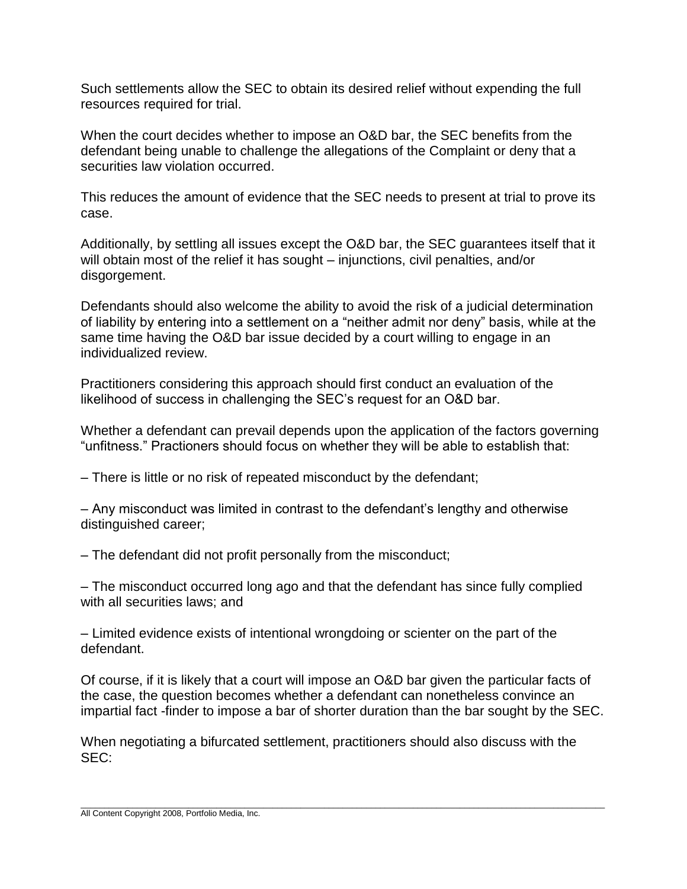Such settlements allow the SEC to obtain its desired relief without expending the full resources required for trial.

When the court decides whether to impose an O&D bar, the SEC benefits from the defendant being unable to challenge the allegations of the Complaint or deny that a securities law violation occurred.

This reduces the amount of evidence that the SEC needs to present at trial to prove its case.

Additionally, by settling all issues except the O&D bar, the SEC guarantees itself that it will obtain most of the relief it has sought – injunctions, civil penalties, and/or disgorgement.

Defendants should also welcome the ability to avoid the risk of a judicial determination of liability by entering into a settlement on a "neither admit nor deny" basis, while at the same time having the O&D bar issue decided by a court willing to engage in an individualized review.

Practitioners considering this approach should first conduct an evaluation of the likelihood of success in challenging the SEC's request for an O&D bar.

Whether a defendant can prevail depends upon the application of the factors governing "unfitness." Practioners should focus on whether they will be able to establish that:

– There is little or no risk of repeated misconduct by the defendant;

– Any misconduct was limited in contrast to the defendant's lengthy and otherwise distinguished career;

– The defendant did not profit personally from the misconduct;

– The misconduct occurred long ago and that the defendant has since fully complied with all securities laws; and

– Limited evidence exists of intentional wrongdoing or scienter on the part of the defendant.

Of course, if it is likely that a court will impose an O&D bar given the particular facts of the case, the question becomes whether a defendant can nonetheless convince an impartial fact -finder to impose a bar of shorter duration than the bar sought by the SEC.

When negotiating a bifurcated settlement, practitioners should also discuss with the SEC: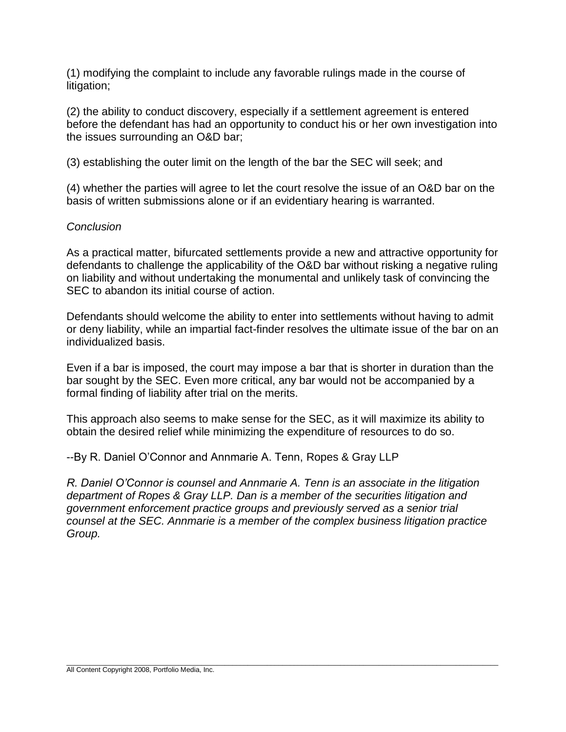(1) modifying the complaint to include any favorable rulings made in the course of litigation;

(2) the ability to conduct discovery, especially if a settlement agreement is entered before the defendant has had an opportunity to conduct his or her own investigation into the issues surrounding an O&D bar;

(3) establishing the outer limit on the length of the bar the SEC will seek; and

(4) whether the parties will agree to let the court resolve the issue of an O&D bar on the basis of written submissions alone or if an evidentiary hearing is warranted.

*Conclusion*

As a practical matter, bifurcated settlements provide a new and attractive opportunity for defendants to challenge the applicability of the O&D bar without risking a negative ruling on liability and without undertaking the monumental and unlikely task of convincing the SEC to abandon its initial course of action.

Defendants should welcome the ability to enter into settlements without having to admit or deny liability, while an impartial fact-finder resolves the ultimate issue of the bar on an individualized basis.

Even if a bar is imposed, the court may impose a bar that is shorter in duration than the bar sought by the SEC. Even more critical, any bar would not be accompanied by a formal finding of liability after trial on the merits.

This approach also seems to make sense for the SEC, as it will maximize its ability to obtain the desired relief while minimizing the expenditure of resources to do so.

--By R. Daniel O'Connor and Annmarie A. Tenn, Ropes & Gray LLP

*R. Daniel O'Connor is counsel and Annmarie A. Tenn is an associate in the litigation department of Ropes & Gray LLP. Dan is a member of the securities litigation and government enforcement practice groups and previously served as a senior trial counsel at the SEC. Annmarie is a member of the complex business litigation practice Group.*

All Content Copyright 2008, Portfolio Media, Inc.